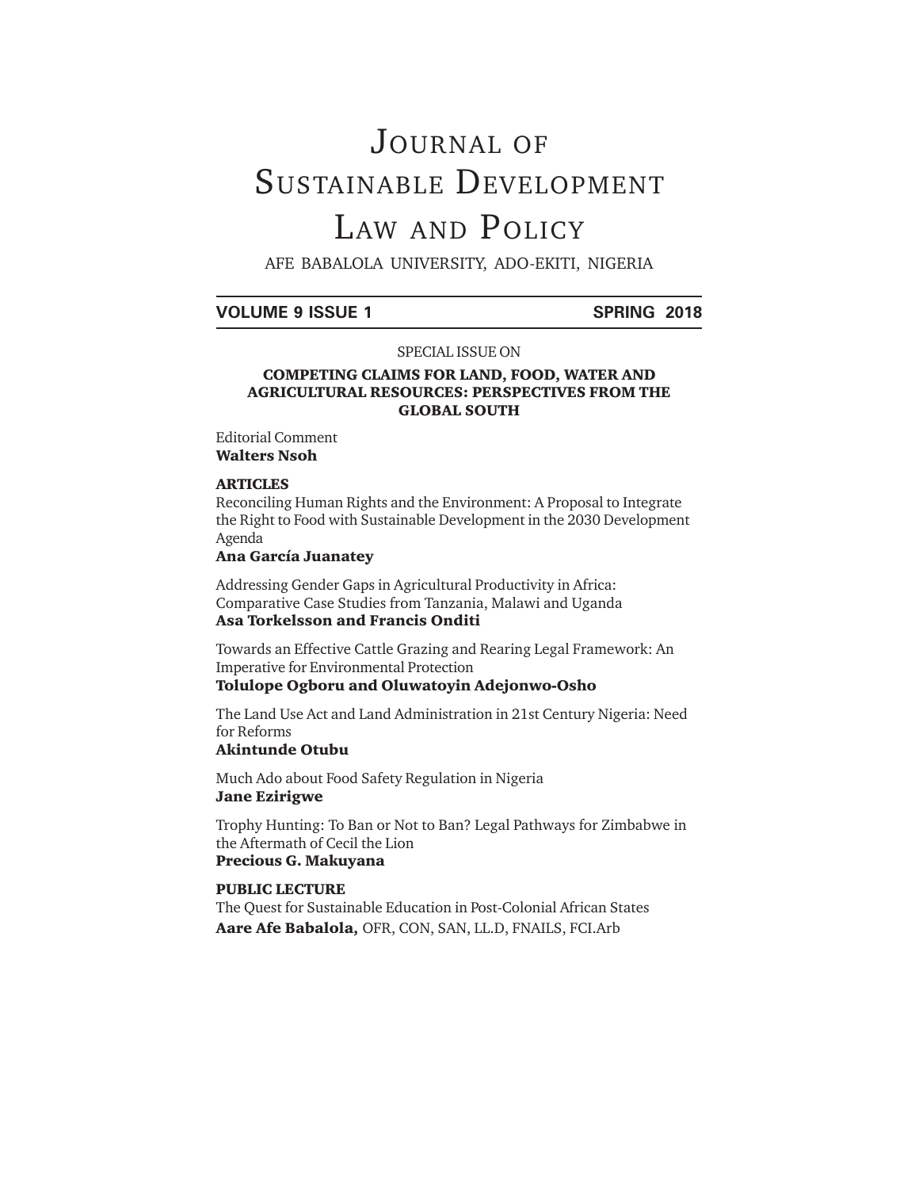# Journal of Sustainable Development Law and Policy

AFE BABALOLA UNIVERSITY, ADO-EKITI, NIGERIA

**VOLUME 9 ISSUE 1** **SPRING 2018**

SPECIAL ISSUE ON

**COMPETING CLAIMS FOR LAND, FOOD, WATER AND AGRICULTURAL RESOURCES: PERSPECTIVES FROM THE GLOBAL SOUTH**

Editorial Comment
**Walters Nsoh**

**ARTICLES**

Reconciling Human Rights and the Environment: A Proposal to Integrate the Right to Food with Sustainable Development in the 2030 Development Agenda
**Ana García Juanatey**

Addressing Gender Gaps in Agricultural Productivity in Africa: Comparative Case Studies from Tanzania, Malawi and Uganda
**Asa Torkelsson and Francis Onditi**

Towards an Effective Cattle Grazing and Rearing Legal Framework: An Imperative for Environmental Protection
**Tolulope Ogboru and Oluwatoyin Adejonwo-Osho**

The Land Use Act and Land Administration in 21st Century Nigeria: Need for Reforms
**Akintunde Otubu**

Much Ado about Food Safety Regulation in Nigeria
**Jane Ezirigwe**

Trophy Hunting: To Ban or Not to Ban? Legal Pathways for Zimbabwe in the Aftermath of Cecil the Lion
**Precious G. Makuyana**

**PUBLIC LECTURE**

The Quest for Sustainable Education in Post-Colonial African States
**Aare Afe Babalola,** OFR, CON, SAN, LL.D, FNAILS, FCI.Arb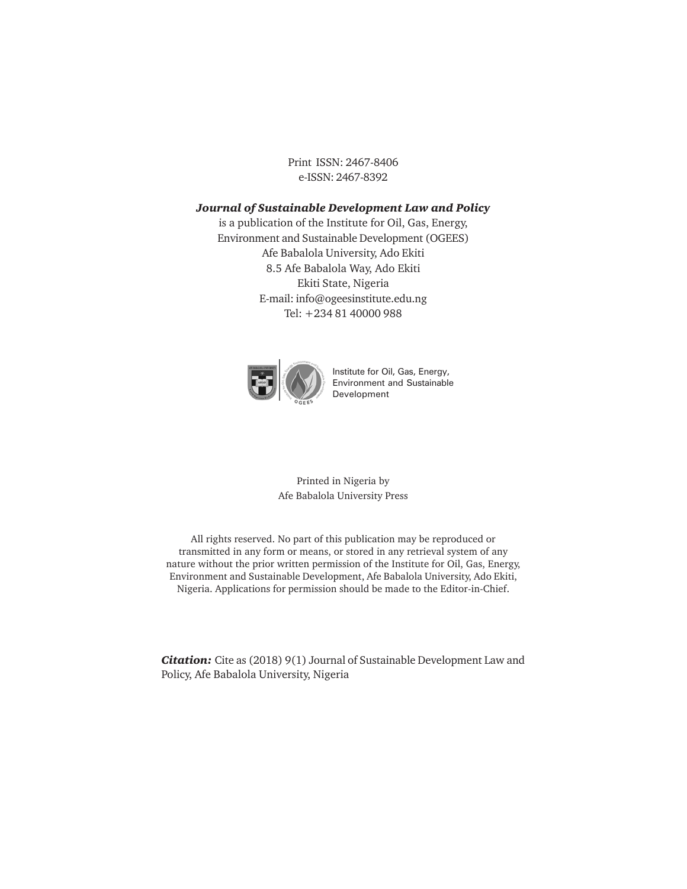Print ISSN: 2467-8406
e-ISSN: 2467-8392

***Journal of Sustainable Development Law and Policy***
is a publication of the Institute for Oil, Gas, Energy,
Environment and Sustainable Development (OGEES)
Afe Babalola University, Ado Ekiti
8.5 Afe Babalola Way, Ado Ekiti
Ekiti State, Nigeria
E-mail: info@ogeesinstitute.edu.ng
Tel: +234 81 40000 988

Institute for Oil, Gas, Energy,
Environment and Sustainable
Development

Printed in Nigeria by
Afe Babalola University Press

All rights reserved. No part of this publication may be reproduced or transmitted in any form or means, or stored in any retrieval system of any nature without the prior written permission of the Institute for Oil, Gas, Energy, Environment and Sustainable Development, Afe Babalola University, Ado Ekiti, Nigeria. Applications for permission should be made to the Editor-in-Chief.

***Citation:*** Cite as (2018) 9(1) Journal of Sustainable Development Law and Policy, Afe Babalola University, Nigeria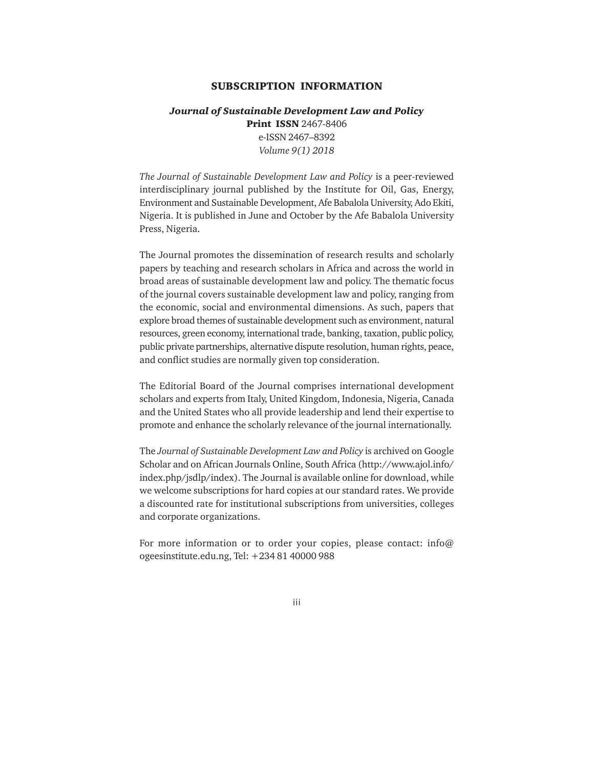# SUBSCRIPTION INFORMATION

***Journal of Sustainable Development Law and Policy***

**Print ISSN** 2467-8406

e-ISSN 2467–8392

*Volume 9(1) 2018*

*The Journal of Sustainable Development Law and Policy* is a peer-reviewed interdisciplinary journal published by the Institute for Oil, Gas, Energy, Environment and Sustainable Development, Afe Babalola University, Ado Ekiti, Nigeria. It is published in June and October by the Afe Babalola University Press, Nigeria.

The Journal promotes the dissemination of research results and scholarly papers by teaching and research scholars in Africa and across the world in broad areas of sustainable development law and policy. The thematic focus of the journal covers sustainable development law and policy, ranging from the economic, social and environmental dimensions. As such, papers that explore broad themes of sustainable development such as environment, natural resources, green economy, international trade, banking, taxation, public policy, public private partnerships, alternative dispute resolution, human rights, peace, and conflict studies are normally given top consideration.

The Editorial Board of the Journal comprises international development scholars and experts from Italy, United Kingdom, Indonesia, Nigeria, Canada and the United States who all provide leadership and lend their expertise to promote and enhance the scholarly relevance of the journal internationally.

The *Journal of Sustainable Development Law and Policy* is archived on Google Scholar and on African Journals Online, South Africa (http://www.ajol.info/index.php/jsdlp/index). The Journal is available online for download, while we welcome subscriptions for hard copies at our standard rates. We provide a discounted rate for institutional subscriptions from universities, colleges and corporate organizations.

For more information or to order your copies, please contact: info@ogeesinstitute.edu.ng, Tel: +234 81 40000 988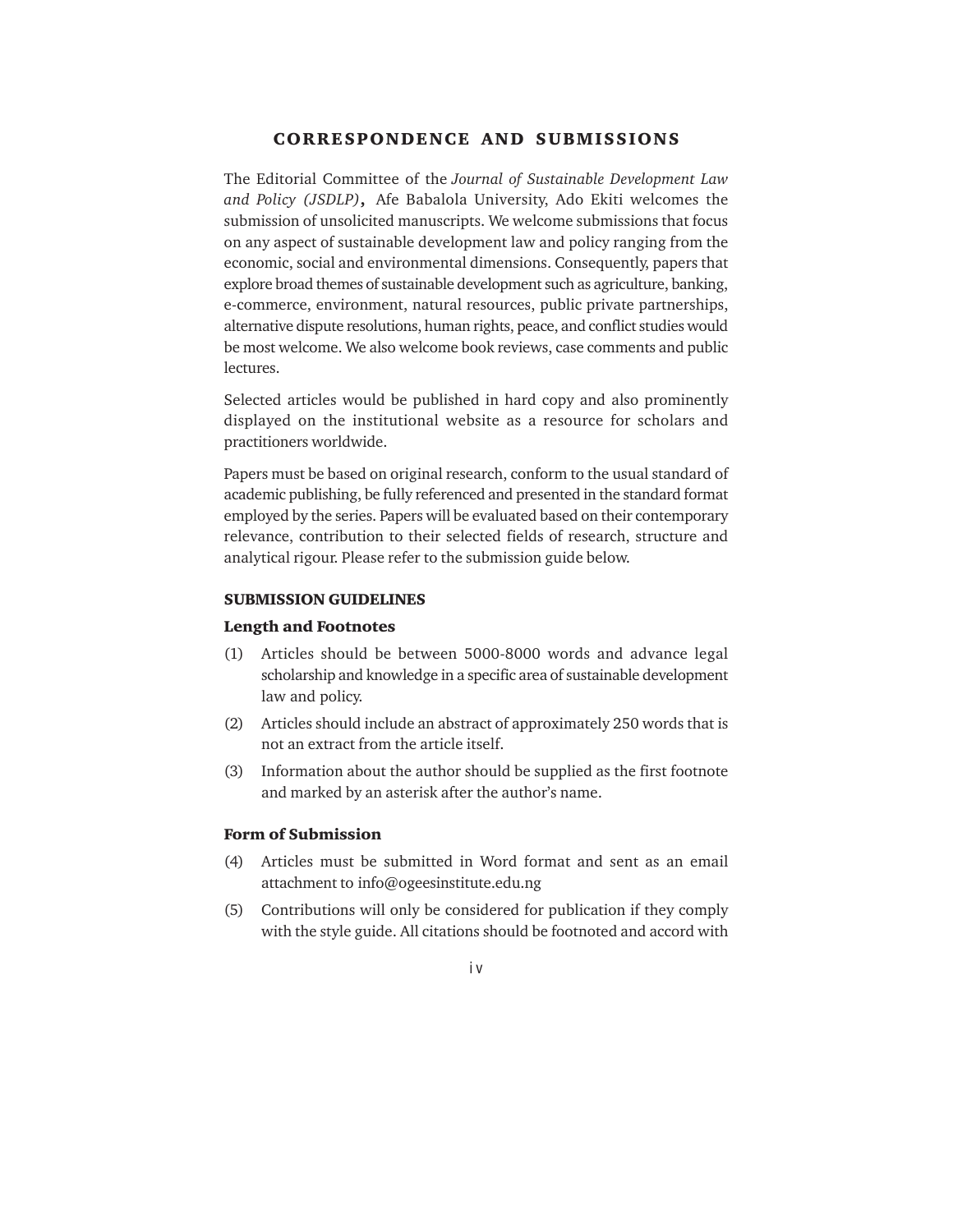# CORRESPONDENCE AND SUBMISSIONS

The Editorial Committee of the *Journal of Sustainable Development Law and Policy (JSDLP)*, Afe Babalola University, Ado Ekiti welcomes the submission of unsolicited manuscripts. We welcome submissions that focus on any aspect of sustainable development law and policy ranging from the economic, social and environmental dimensions. Consequently, papers that explore broad themes of sustainable development such as agriculture, banking, e-commerce, environment, natural resources, public private partnerships, alternative dispute resolutions, human rights, peace, and conflict studies would be most welcome. We also welcome book reviews, case comments and public lectures.

Selected articles would be published in hard copy and also prominently displayed on the institutional website as a resource for scholars and practitioners worldwide.

Papers must be based on original research, conform to the usual standard of academic publishing, be fully referenced and presented in the standard format employed by the series. Papers will be evaluated based on their contemporary relevance, contribution to their selected fields of research, structure and analytical rigour. Please refer to the submission guide below.

## SUBMISSION GUIDELINES

### Length and Footnotes

(1) Articles should be between 5000-8000 words and advance legal scholarship and knowledge in a specific area of sustainable development law and policy.

(2) Articles should include an abstract of approximately 250 words that is not an extract from the article itself.

(3) Information about the author should be supplied as the first footnote and marked by an asterisk after the author's name.

### Form of Submission

(4) Articles must be submitted in Word format and sent as an email attachment to info@ogeesinstitute.edu.ng

(5) Contributions will only be considered for publication if they comply with the style guide. All citations should be footnoted and accord with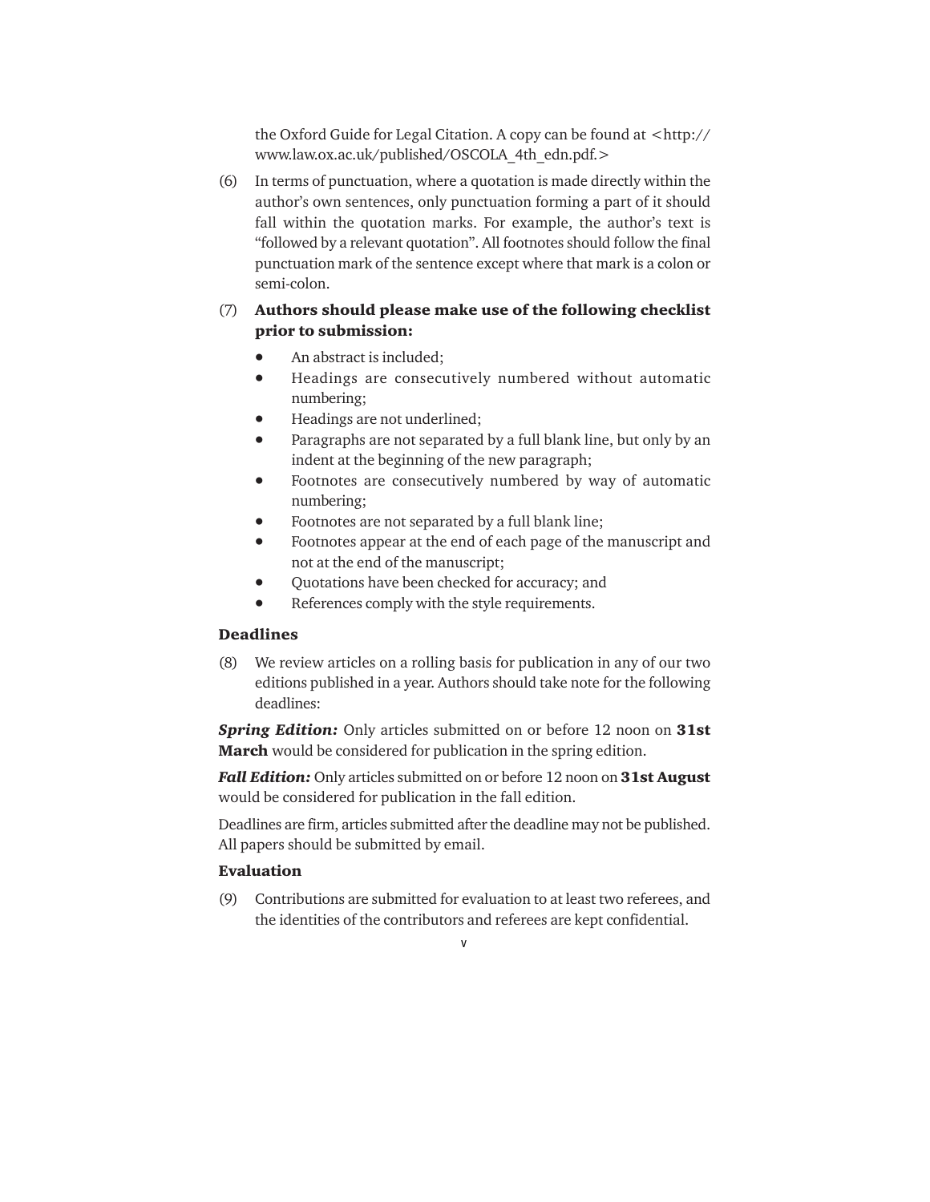the Oxford Guide for Legal Citation. A copy can be found at <http://www.law.ox.ac.uk/published/OSCOLA_4th_edn.pdf.>

(6) In terms of punctuation, where a quotation is made directly within the author's own sentences, only punctuation forming a part of it should fall within the quotation marks. For example, the author's text is "followed by a relevant quotation". All footnotes should follow the final punctuation mark of the sentence except where that mark is a colon or semi-colon.

(7) **Authors should please make use of the following checklist prior to submission:**

- An abstract is included;
- Headings are consecutively numbered without automatic numbering;
- Headings are not underlined;
- Paragraphs are not separated by a full blank line, but only by an indent at the beginning of the new paragraph;
- Footnotes are consecutively numbered by way of automatic numbering;
- Footnotes are not separated by a full blank line;
- Footnotes appear at the end of each page of the manuscript and not at the end of the manuscript;
- Quotations have been checked for accuracy; and
- References comply with the style requirements.

### Deadlines

(8) We review articles on a rolling basis for publication in any of our two editions published in a year. Authors should take note for the following deadlines:

***Spring Edition:*** Only articles submitted on or before 12 noon on **31st March** would be considered for publication in the spring edition.

***Fall Edition:*** Only articles submitted on or before 12 noon on **31st August** would be considered for publication in the fall edition.

Deadlines are firm, articles submitted after the deadline may not be published. All papers should be submitted by email.

### Evaluation

(9) Contributions are submitted for evaluation to at least two referees, and the identities of the contributors and referees are kept confidential.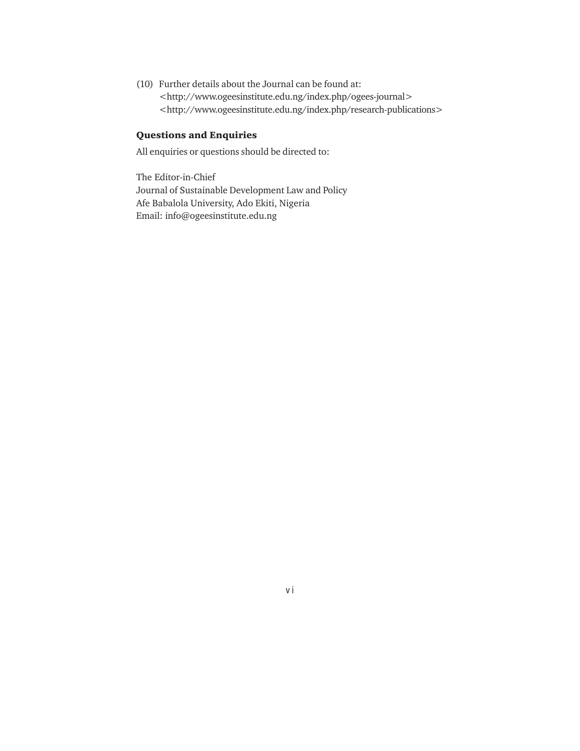(10) Further details about the Journal can be found at:
<http://www.ogeesinstitute.edu.ng/index.php/ogees-journal>
<http://www.ogeesinstitute.edu.ng/index.php/research-publications>

### Questions and Enquiries

All enquiries or questions should be directed to:

The Editor-in-Chief
Journal of Sustainable Development Law and Policy
Afe Babalola University, Ado Ekiti, Nigeria
Email: info@ogeesinstitute.edu.ng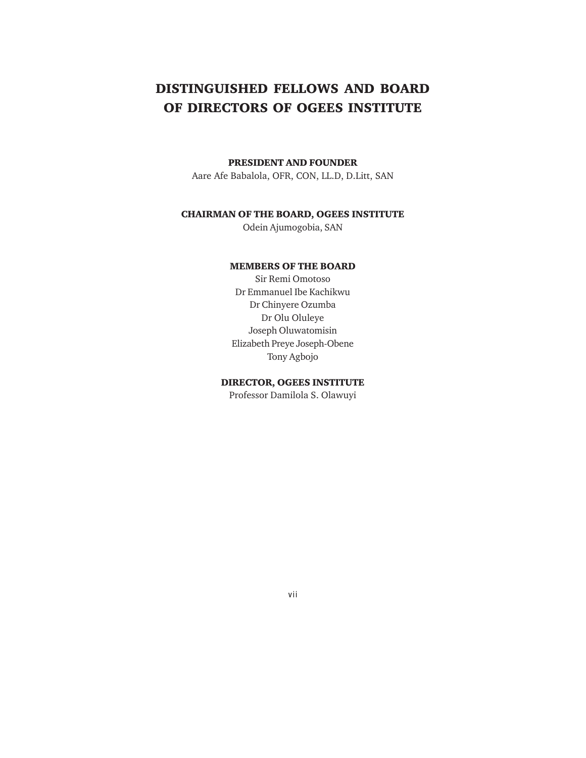# DISTINGUISHED FELLOWS AND BOARD OF DIRECTORS OF OGEES INSTITUTE

**PRESIDENT AND FOUNDER**

Aare Afe Babalola, OFR, CON, LL.D, D.Litt, SAN

**CHAIRMAN OF THE BOARD, OGEES INSTITUTE**

Odein Ajumogobia, SAN

**MEMBERS OF THE BOARD**

Sir Remi Omotoso
Dr Emmanuel Ibe Kachikwu
Dr Chinyere Ozumba
Dr Olu Oluleye
Joseph Oluwatomisin
Elizabeth Preye Joseph-Obene
Tony Agbojo

**DIRECTOR, OGEES INSTITUTE**

Professor Damilola S. Olawuyi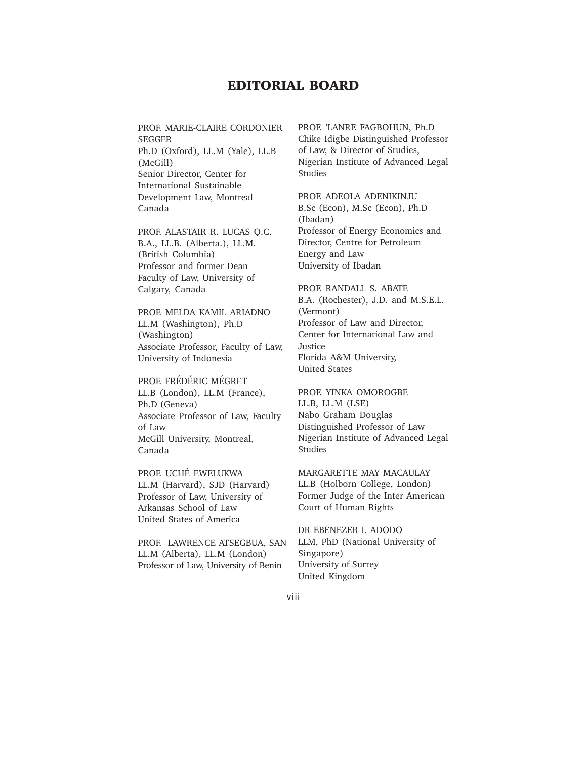# EDITORIAL BOARD

PROF. MARIE-CLAIRE CORDONIER SEGGER
Ph.D (Oxford), LL.M (Yale), LL.B (McGill)
Senior Director, Center for International Sustainable Development Law, Montreal Canada

PROF. ALASTAIR R. LUCAS Q.C.
B.A., LL.B. (Alberta.), LL.M. (British Columbia)
Professor and former Dean
Faculty of Law, University of Calgary, Canada

PROF. MELDA KAMIL ARIADNO
LL.M (Washington), Ph.D (Washington)
Associate Professor, Faculty of Law, University of Indonesia

PROF. FRÉDÉRIC MÉGRET
LL.B (London), LL.M (France), Ph.D (Geneva)
Associate Professor of Law, Faculty of Law
McGill University, Montreal, Canada

PROF. UCHÉ EWELUKWA
LL.M (Harvard), SJD (Harvard)
Professor of Law, University of Arkansas School of Law
United States of America

PROF. LAWRENCE ATSEGBUA, SAN
LL.M (Alberta), LL.M (London)
Professor of Law, University of Benin

PROF. 'LANRE FAGBOHUN, Ph.D
Chike Idigbe Distinguished Professor of Law, & Director of Studies,
Nigerian Institute of Advanced Legal Studies

PROF. ADEOLA ADENIKINJU
B.Sc (Econ), M.Sc (Econ), Ph.D (Ibadan)
Professor of Energy Economics and Director, Centre for Petroleum Energy and Law
University of Ibadan

PROF. RANDALL S. ABATE
B.A. (Rochester), J.D. and M.S.E.L. (Vermont)
Professor of Law and Director, Center for International Law and Justice
Florida A&M University,
United States

PROF. YINKA OMOROGBE
LL.B, LL.M (LSE)
Nabo Graham Douglas Distinguished Professor of Law
Nigerian Institute of Advanced Legal Studies

MARGARETTE MAY MACAULAY
LL.B (Holborn College, London)
Former Judge of the Inter American Court of Human Rights

DR EBENEZER I. ADODO
LLM, PhD (National University of Singapore)
University of Surrey
United Kingdom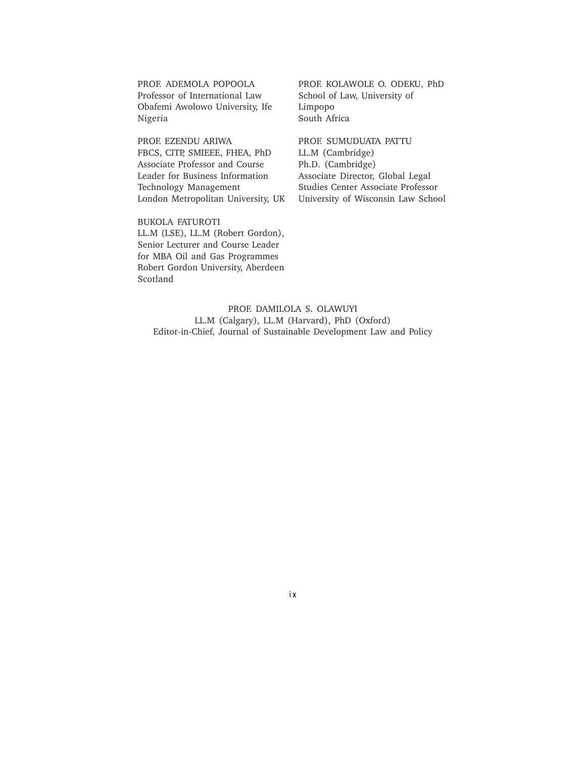PROF. ADEMOLA POPOOLA
Professor of International Law
Obafemi Awolowo University, Ife
Nigeria

PROF. EZENDU ARIWA
FBCS, CITP, SMIEEE, FHEA, PhD
Associate Professor and Course Leader for Business Information Technology Management
London Metropolitan University, UK

BUKOLA FATUROTI
LL.M (LSE), LL.M (Robert Gordon),
Senior Lecturer and Course Leader for MBA Oil and Gas Programmes
Robert Gordon University, Aberdeen
Scotland

PROF. KOLAWOLE O. ODEKU, PhD
School of Law, University of Limpopo
South Africa

PROF. SUMUDUATA PATTU
LL.M (Cambridge)
Ph.D. (Cambridge)
Associate Director, Global Legal Studies Center Associate Professor
University of Wisconsin Law School

PROF. DAMILOLA S. OLAWUYI
LL.M (Calgary), LL.M (Harvard), PhD (Oxford)
Editor-in-Chief, Journal of Sustainable Development Law and Policy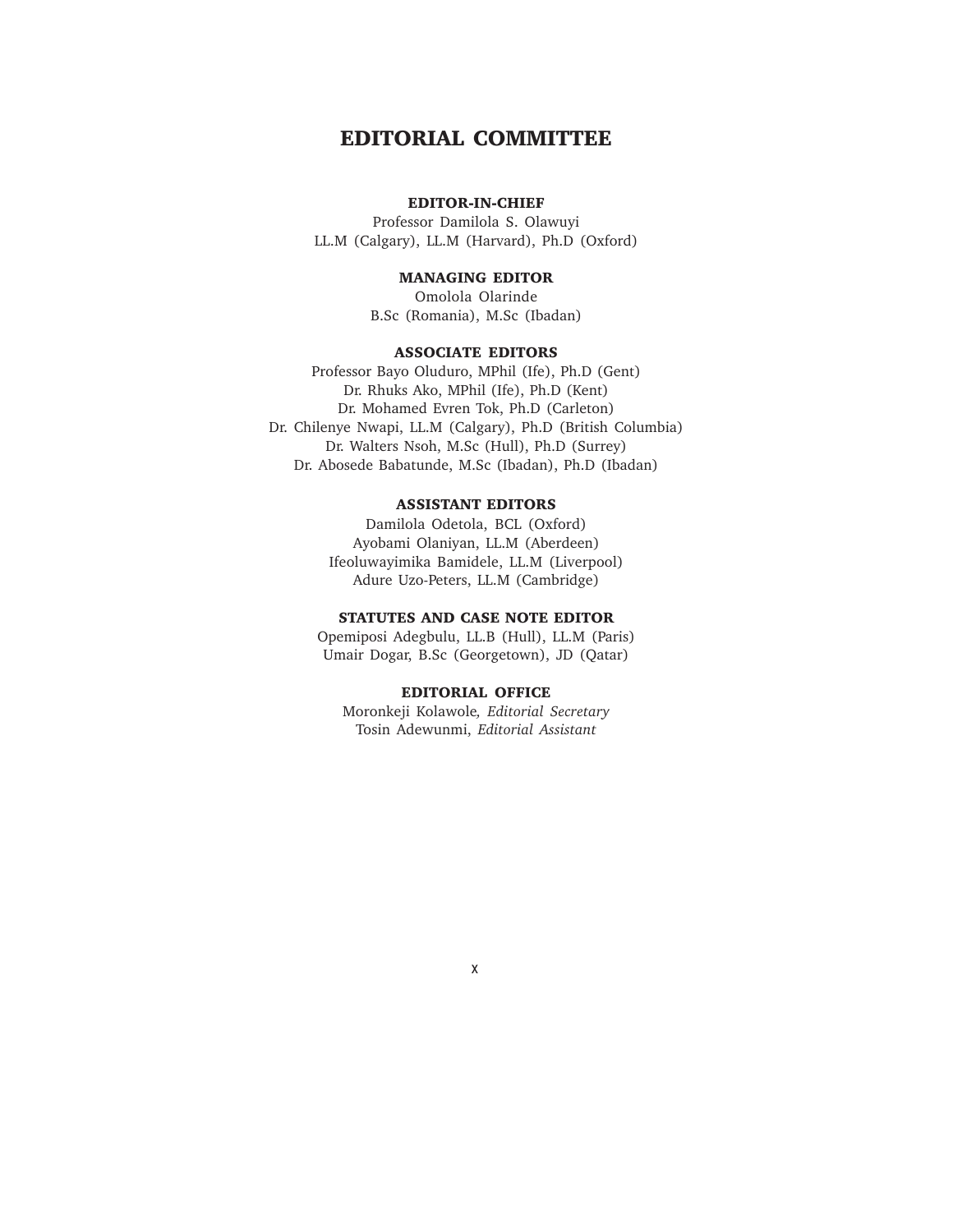# EDITORIAL COMMITTEE

**EDITOR-IN-CHIEF**
Professor Damilola S. Olawuyi
LL.M (Calgary), LL.M (Harvard), Ph.D (Oxford)

**MANAGING EDITOR**
Omolola Olarinde
B.Sc (Romania), M.Sc (Ibadan)

**ASSOCIATE EDITORS**
Professor Bayo Oluduro, MPhil (Ife), Ph.D (Gent)
Dr. Rhuks Ako, MPhil (Ife), Ph.D (Kent)
Dr. Mohamed Evren Tok, Ph.D (Carleton)
Dr. Chilenye Nwapi, LL.M (Calgary), Ph.D (British Columbia)
Dr. Walters Nsoh, M.Sc (Hull), Ph.D (Surrey)
Dr. Abosede Babatunde, M.Sc (Ibadan), Ph.D (Ibadan)

**ASSISTANT EDITORS**
Damilola Odetola, BCL (Oxford)
Ayobami Olaniyan, LL.M (Aberdeen)
Ifeoluwayimika Bamidele, LL.M (Liverpool)
Adure Uzo-Peters, LL.M (Cambridge)

**STATUTES AND CASE NOTE EDITOR**
Opemiposi Adegbulu, LL.B (Hull), LL.M (Paris)
Umair Dogar, B.Sc (Georgetown), JD (Qatar)

**EDITORIAL OFFICE**
Moronkeji Kolawole*, Editorial Secretary*
Tosin Adewunmi, *Editorial Assistant*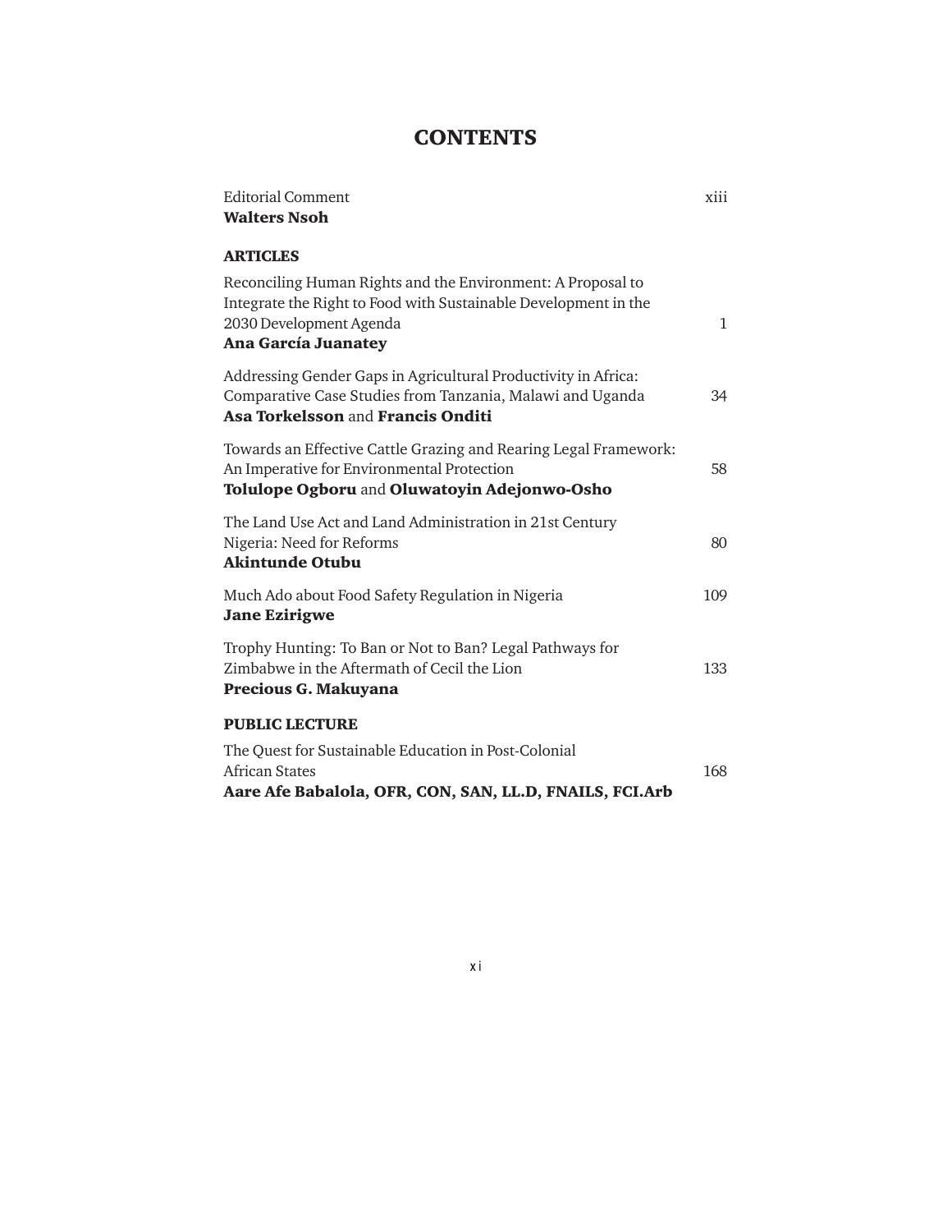# CONTENTS

| | |
|---|---|
| Editorial Comment<br>**Walters Nsoh** | xiii |
| **ARTICLES** | |
| Reconciling Human Rights and the Environment: A Proposal to Integrate the Right to Food with Sustainable Development in the 2030 Development Agenda<br>**Ana García Juanatey** | 1 |
| Addressing Gender Gaps in Agricultural Productivity in Africa: Comparative Case Studies from Tanzania, Malawi and Uganda<br>**Asa Torkelsson** and **Francis Onditi** | 34 |
| Towards an Effective Cattle Grazing and Rearing Legal Framework: An Imperative for Environmental Protection<br>**Tolulope Ogboru** and **Oluwatoyin Adejonwo-Osho** | 58 |
| The Land Use Act and Land Administration in 21st Century Nigeria: Need for Reforms<br>**Akintunde Otubu** | 80 |
| Much Ado about Food Safety Regulation in Nigeria<br>**Jane Ezirigwe** | 109 |
| Trophy Hunting: To Ban or Not to Ban? Legal Pathways for Zimbabwe in the Aftermath of Cecil the Lion<br>**Precious G. Makuyana** | 133 |
| **PUBLIC LECTURE** | |
| The Quest for Sustainable Education in Post-Colonial African States<br>**Aare Afe Babalola, OFR, CON, SAN, LL.D, FNAILS, FCI.Arb** | 168 |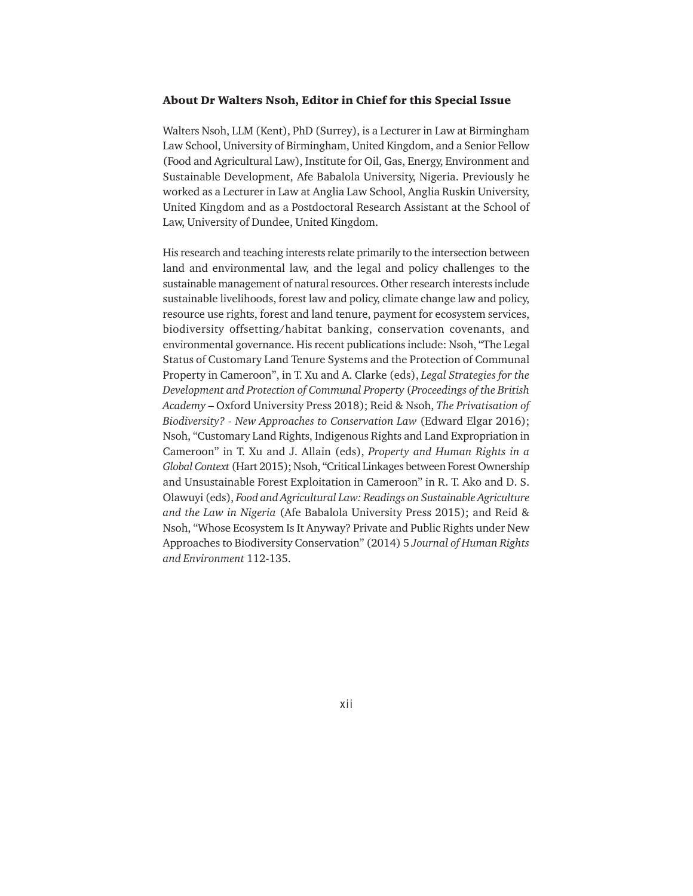### About Dr Walters Nsoh, Editor in Chief for this Special Issue

Walters Nsoh, LLM (Kent), PhD (Surrey), is a Lecturer in Law at Birmingham Law School, University of Birmingham, United Kingdom, and a Senior Fellow (Food and Agricultural Law), Institute for Oil, Gas, Energy, Environment and Sustainable Development, Afe Babalola University, Nigeria. Previously he worked as a Lecturer in Law at Anglia Law School, Anglia Ruskin University, United Kingdom and as a Postdoctoral Research Assistant at the School of Law, University of Dundee, United Kingdom.

His research and teaching interests relate primarily to the intersection between land and environmental law, and the legal and policy challenges to the sustainable management of natural resources. Other research interests include sustainable livelihoods, forest law and policy, climate change law and policy, resource use rights, forest and land tenure, payment for ecosystem services, biodiversity offsetting/habitat banking, conservation covenants, and environmental governance. His recent publications include: Nsoh, "The Legal Status of Customary Land Tenure Systems and the Protection of Communal Property in Cameroon", in T. Xu and A. Clarke (eds), *Legal Strategies for the Development and Protection of Communal Property* (*Proceedings of the British Academy* – Oxford University Press 2018); Reid & Nsoh, *The Privatisation of Biodiversity? - New Approaches to Conservation Law* (Edward Elgar 2016); Nsoh, "Customary Land Rights, Indigenous Rights and Land Expropriation in Cameroon" in T. Xu and J. Allain (eds), *Property and Human Rights in a Global Context* (Hart 2015); Nsoh, "Critical Linkages between Forest Ownership and Unsustainable Forest Exploitation in Cameroon" in R. T. Ako and D. S. Olawuyi (eds), *Food and Agricultural Law: Readings on Sustainable Agriculture and the Law in Nigeria* (Afe Babalola University Press 2015); and Reid & Nsoh, "Whose Ecosystem Is It Anyway? Private and Public Rights under New Approaches to Biodiversity Conservation" (2014) 5 *Journal of Human Rights and Environment* 112-135.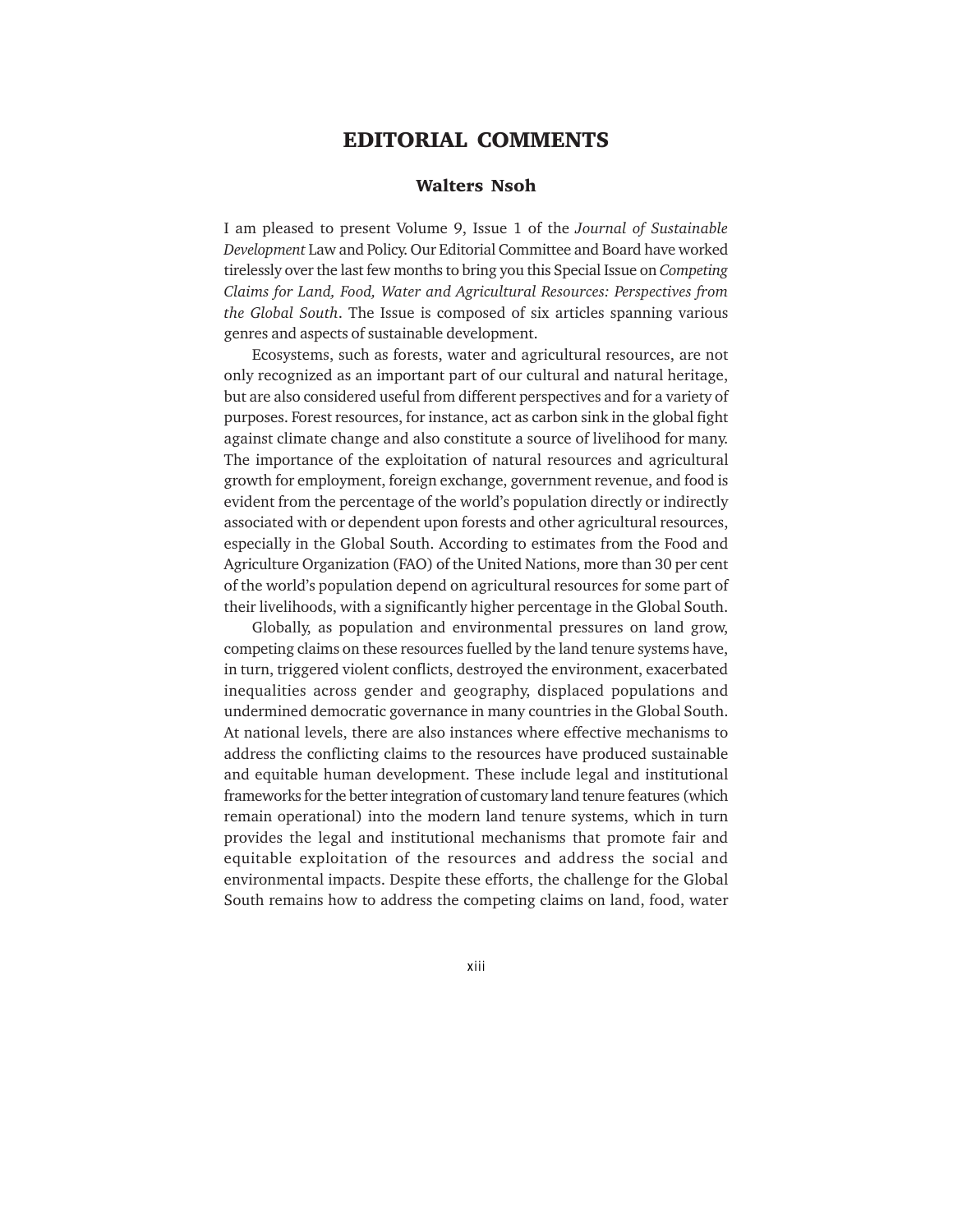# EDITORIAL COMMENTS

## Walters Nsoh

I am pleased to present Volume 9, Issue 1 of the *Journal of Sustainable Development* Law and Policy. Our Editorial Committee and Board have worked tirelessly over the last few months to bring you this Special Issue on *Competing Claims for Land, Food, Water and Agricultural Resources: Perspectives from the Global South*. The Issue is composed of six articles spanning various genres and aspects of sustainable development.

Ecosystems, such as forests, water and agricultural resources, are not only recognized as an important part of our cultural and natural heritage, but are also considered useful from different perspectives and for a variety of purposes. Forest resources, for instance, act as carbon sink in the global fight against climate change and also constitute a source of livelihood for many. The importance of the exploitation of natural resources and agricultural growth for employment, foreign exchange, government revenue, and food is evident from the percentage of the world's population directly or indirectly associated with or dependent upon forests and other agricultural resources, especially in the Global South. According to estimates from the Food and Agriculture Organization (FAO) of the United Nations, more than 30 per cent of the world's population depend on agricultural resources for some part of their livelihoods, with a significantly higher percentage in the Global South.

Globally, as population and environmental pressures on land grow, competing claims on these resources fuelled by the land tenure systems have, in turn, triggered violent conflicts, destroyed the environment, exacerbated inequalities across gender and geography, displaced populations and undermined democratic governance in many countries in the Global South. At national levels, there are also instances where effective mechanisms to address the conflicting claims to the resources have produced sustainable and equitable human development. These include legal and institutional frameworks for the better integration of customary land tenure features (which remain operational) into the modern land tenure systems, which in turn provides the legal and institutional mechanisms that promote fair and equitable exploitation of the resources and address the social and environmental impacts. Despite these efforts, the challenge for the Global South remains how to address the competing claims on land, food, water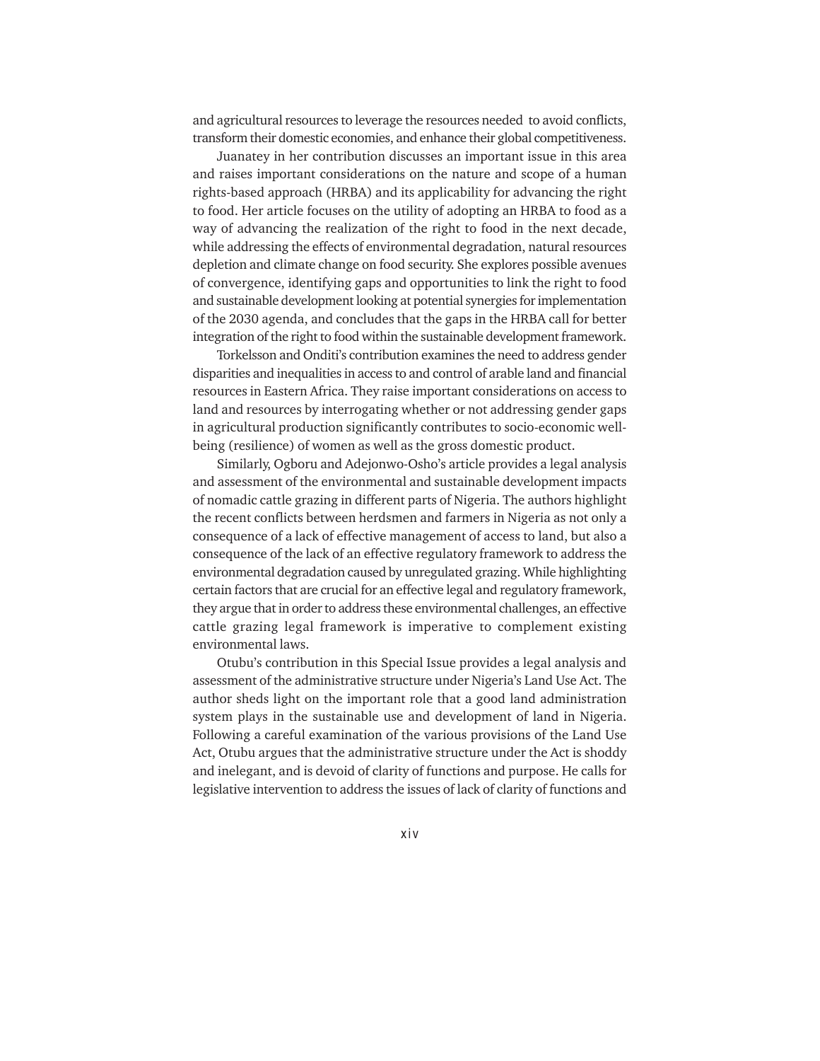and agricultural resources to leverage the resources needed  to avoid conflicts, transform their domestic economies, and enhance their global competitiveness.

Juanatey in her contribution discusses an important issue in this area and raises important considerations on the nature and scope of a human rights-based approach (HRBA) and its applicability for advancing the right to food. Her article focuses on the utility of adopting an HRBA to food as a way of advancing the realization of the right to food in the next decade, while addressing the effects of environmental degradation, natural resources depletion and climate change on food security. She explores possible avenues of convergence, identifying gaps and opportunities to link the right to food and sustainable development looking at potential synergies for implementation of the 2030 agenda, and concludes that the gaps in the HRBA call for better integration of the right to food within the sustainable development framework.

Torkelsson and Onditi's contribution examines the need to address gender disparities and inequalities in access to and control of arable land and financial resources in Eastern Africa. They raise important considerations on access to land and resources by interrogating whether or not addressing gender gaps in agricultural production significantly contributes to socio-economic well-being (resilience) of women as well as the gross domestic product.

Similarly, Ogboru and Adejonwo-Osho's article provides a legal analysis and assessment of the environmental and sustainable development impacts of nomadic cattle grazing in different parts of Nigeria. The authors highlight the recent conflicts between herdsmen and farmers in Nigeria as not only a consequence of a lack of effective management of access to land, but also a consequence of the lack of an effective regulatory framework to address the environmental degradation caused by unregulated grazing. While highlighting certain factors that are crucial for an effective legal and regulatory framework, they argue that in order to address these environmental challenges, an effective cattle grazing legal framework is imperative to complement existing environmental laws.

Otubu's contribution in this Special Issue provides a legal analysis and assessment of the administrative structure under Nigeria's Land Use Act. The author sheds light on the important role that a good land administration system plays in the sustainable use and development of land in Nigeria. Following a careful examination of the various provisions of the Land Use Act, Otubu argues that the administrative structure under the Act is shoddy and inelegant, and is devoid of clarity of functions and purpose. He calls for legislative intervention to address the issues of lack of clarity of functions and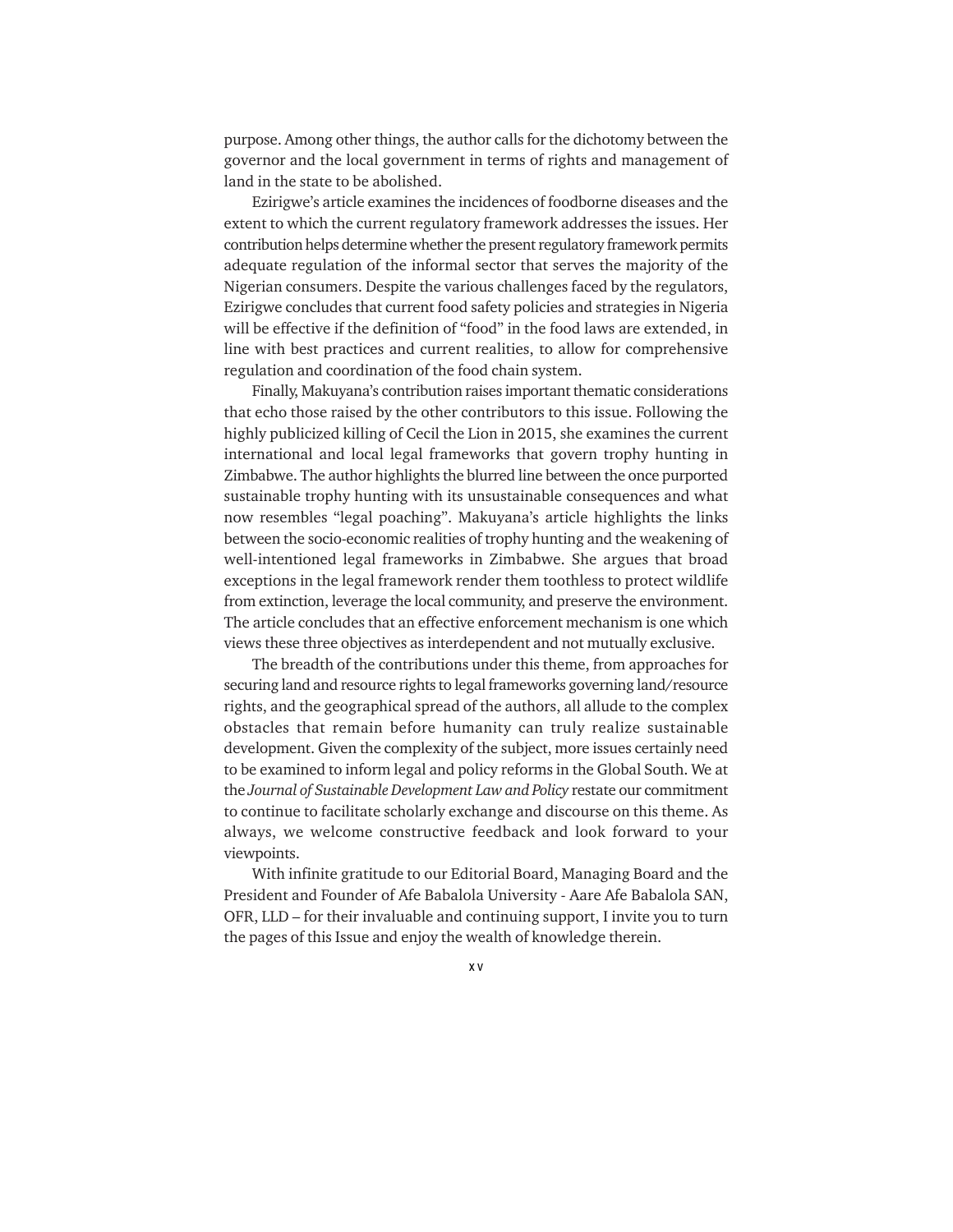purpose. Among other things, the author calls for the dichotomy between the governor and the local government in terms of rights and management of land in the state to be abolished.

Ezirigwe's article examines the incidences of foodborne diseases and the extent to which the current regulatory framework addresses the issues. Her contribution helps determine whether the present regulatory framework permits adequate regulation of the informal sector that serves the majority of the Nigerian consumers. Despite the various challenges faced by the regulators, Ezirigwe concludes that current food safety policies and strategies in Nigeria will be effective if the definition of "food" in the food laws are extended, in line with best practices and current realities, to allow for comprehensive regulation and coordination of the food chain system.

Finally, Makuyana's contribution raises important thematic considerations that echo those raised by the other contributors to this issue. Following the highly publicized killing of Cecil the Lion in 2015, she examines the current international and local legal frameworks that govern trophy hunting in Zimbabwe. The author highlights the blurred line between the once purported sustainable trophy hunting with its unsustainable consequences and what now resembles "legal poaching". Makuyana's article highlights the links between the socio-economic realities of trophy hunting and the weakening of well-intentioned legal frameworks in Zimbabwe. She argues that broad exceptions in the legal framework render them toothless to protect wildlife from extinction, leverage the local community, and preserve the environment. The article concludes that an effective enforcement mechanism is one which views these three objectives as interdependent and not mutually exclusive.

The breadth of the contributions under this theme, from approaches for securing land and resource rights to legal frameworks governing land/resource rights, and the geographical spread of the authors, all allude to the complex obstacles that remain before humanity can truly realize sustainable development. Given the complexity of the subject, more issues certainly need to be examined to inform legal and policy reforms in the Global South. We at the *Journal of Sustainable Development Law and Policy* restate our commitment to continue to facilitate scholarly exchange and discourse on this theme. As always, we welcome constructive feedback and look forward to your viewpoints.

With infinite gratitude to our Editorial Board, Managing Board and the President and Founder of Afe Babalola University - Aare Afe Babalola SAN, OFR, LLD – for their invaluable and continuing support, I invite you to turn the pages of this Issue and enjoy the wealth of knowledge therein.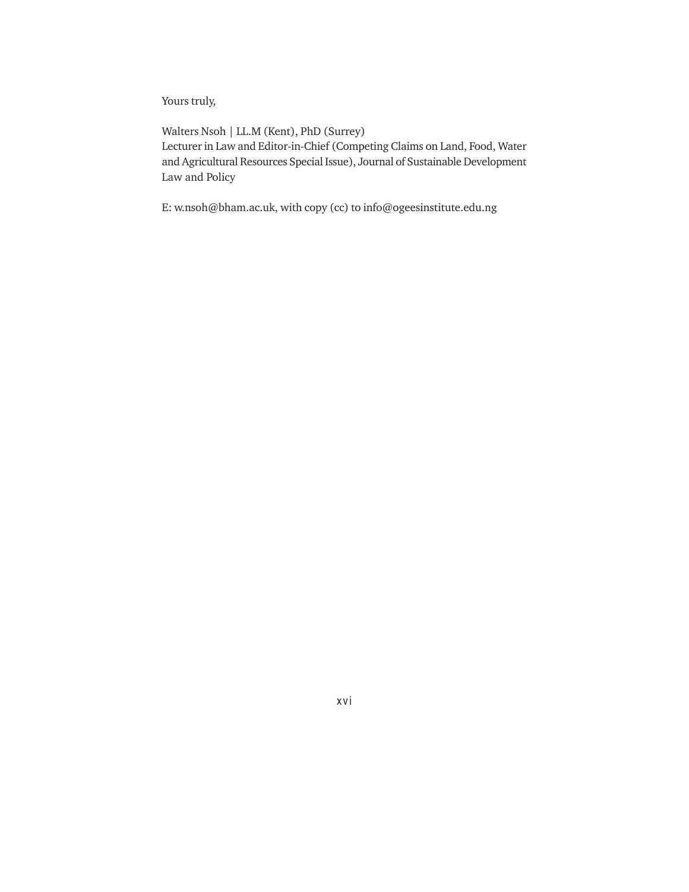Yours truly,

Walters Nsoh | LL.M (Kent), PhD (Surrey)
Lecturer in Law and Editor-in-Chief (Competing Claims on Land, Food, Water and Agricultural Resources Special Issue), Journal of Sustainable Development Law and Policy

E: w.nsoh@bham.ac.uk, with copy (cc) to info@ogeesinstitute.edu.ng